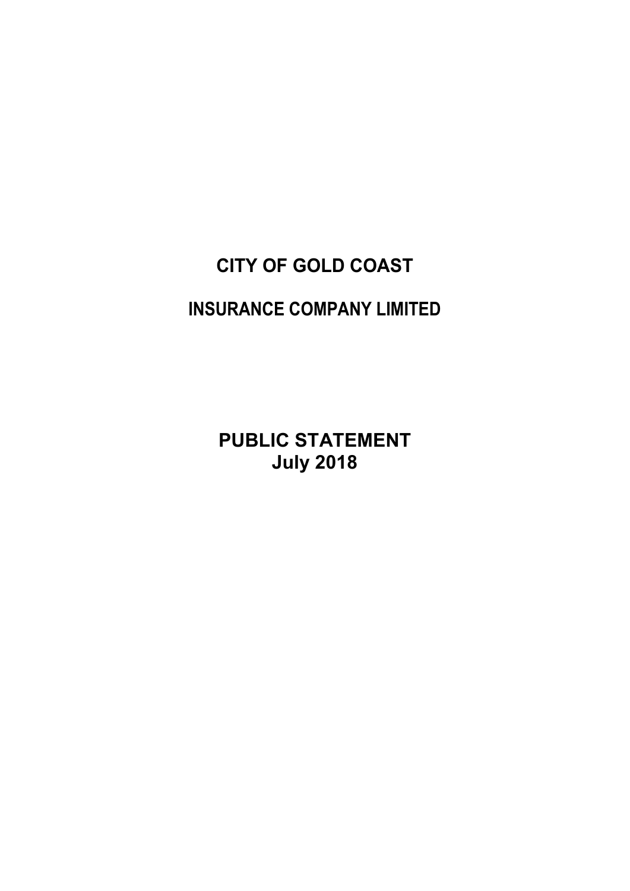# CITY OF GOLD COAST

## INSURANCE COMPANY LIMITED

# PUBLIC STATEMENT
# July 2018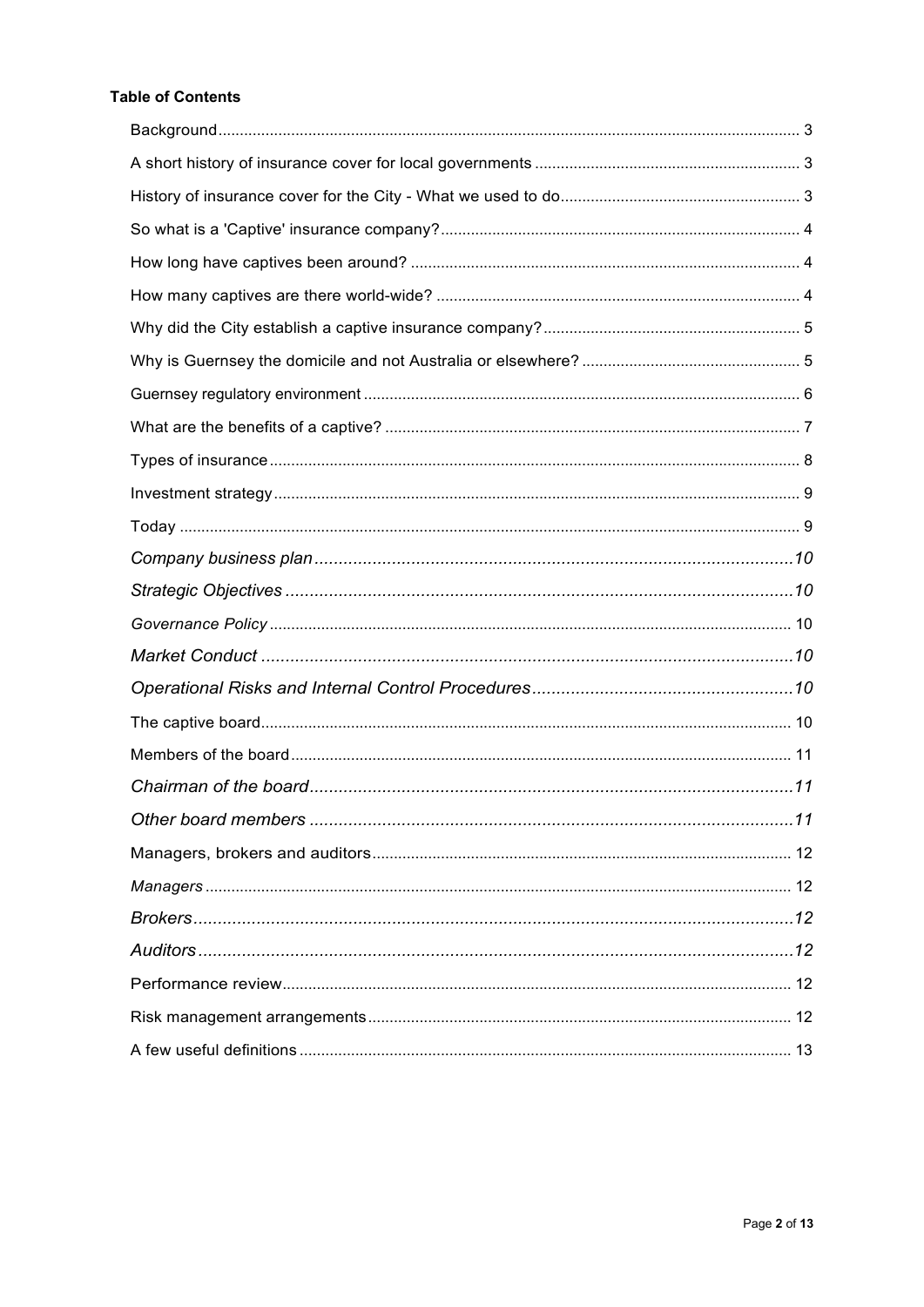**Table of Contents**

Background ........................................................ 3

A short history of insurance cover for local governments ........................................................ 3

History of insurance cover for the City - What we used to do ........................................................ 3

So what is a 'Captive' insurance company? ........................................................ 4

How long have captives been around? ........................................................ 4

How many captives are there world-wide? ........................................................ 4

Why did the City establish a captive insurance company? ........................................................ 5

Why is Guernsey the domicile and not Australia or elsewhere? ........................................................ 5

Guernsey regulatory environment ........................................................ 6

What are the benefits of a captive? ........................................................ 7

Types of insurance ........................................................ 8

Investment strategy ........................................................ 9

Today ........................................................ 9

*Company business plan* ........................................................ *10*

*Strategic Objectives* ........................................................ *10*

*Governance Policy* ........................................................ 10

*Market Conduct* ........................................................ *10*

*Operational Risks and Internal Control Procedures* ........................................................ *10*

The captive board ........................................................ 10

Members of the board ........................................................ 11

*Chairman of the board* ........................................................ *11*

*Other board members* ........................................................ *11*

Managers, brokers and auditors ........................................................ 12

*Managers* ........................................................ 12

*Brokers* ........................................................ *12*

*Auditors* ........................................................ *12*

Performance review ........................................................ 12

Risk management arrangements ........................................................ 12

A few useful definitions ........................................................ 13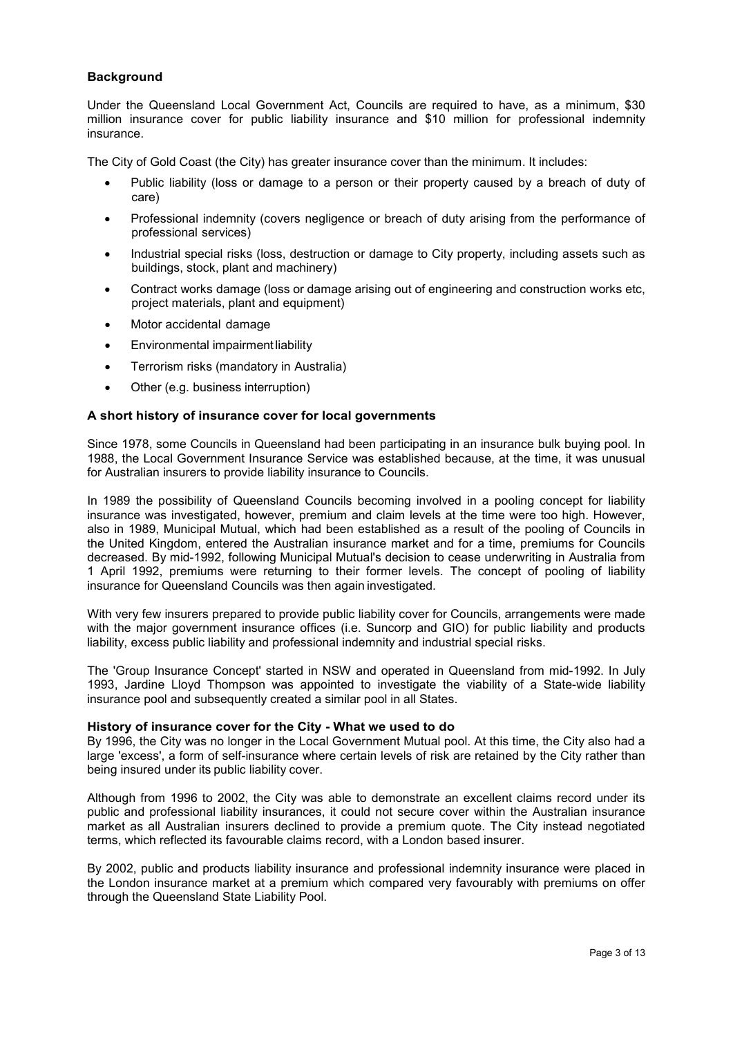## Background

Under the Queensland Local Government Act, Councils are required to have, as a minimum, $30 million insurance cover for public liability insurance and $10 million for professional indemnity insurance.

The City of Gold Coast (the City) has greater insurance cover than the minimum. It includes:

- Public liability (loss or damage to a person or their property caused by a breach of duty of care)
- Professional indemnity (covers negligence or breach of duty arising from the performance of professional services)
- Industrial special risks (loss, destruction or damage to City property, including assets such as buildings, stock, plant and machinery)
- Contract works damage (loss or damage arising out of engineering and construction works etc, project materials, plant and equipment)
- Motor accidental damage
- Environmental impairment liability
- Terrorism risks (mandatory in Australia)
- Other (e.g. business interruption)

### A short history of insurance cover for local governments

Since 1978, some Councils in Queensland had been participating in an insurance bulk buying pool. In 1988, the Local Government Insurance Service was established because, at the time, it was unusual for Australian insurers to provide liability insurance to Councils.

In 1989 the possibility of Queensland Councils becoming involved in a pooling concept for liability insurance was investigated, however, premium and claim levels at the time were too high. However, also in 1989, Municipal Mutual, which had been established as a result of the pooling of Councils in the United Kingdom, entered the Australian insurance market and for a time, premiums for Councils decreased. By mid-1992, following Municipal Mutual's decision to cease underwriting in Australia from 1 April 1992, premiums were returning to their former levels. The concept of pooling of liability insurance for Queensland Councils was then again investigated.

With very few insurers prepared to provide public liability cover for Councils, arrangements were made with the major government insurance offices (i.e. Suncorp and GIO) for public liability and products liability, excess public liability and professional indemnity and industrial special risks.

The 'Group Insurance Concept' started in NSW and operated in Queensland from mid-1992. In July 1993, Jardine Lloyd Thompson was appointed to investigate the viability of a State-wide liability insurance pool and subsequently created a similar pool in all States.

### History of insurance cover for the City - What we used to do

By 1996, the City was no longer in the Local Government Mutual pool. At this time, the City also had a large 'excess', a form of self-insurance where certain levels of risk are retained by the City rather than being insured under its public liability cover.

Although from 1996 to 2002, the City was able to demonstrate an excellent claims record under its public and professional liability insurances, it could not secure cover within the Australian insurance market as all Australian insurers declined to provide a premium quote. The City instead negotiated terms, which reflected its favourable claims record, with a London based insurer.

By 2002, public and products liability insurance and professional indemnity insurance were placed in the London insurance market at a premium which compared very favourably with premiums on offer through the Queensland State Liability Pool.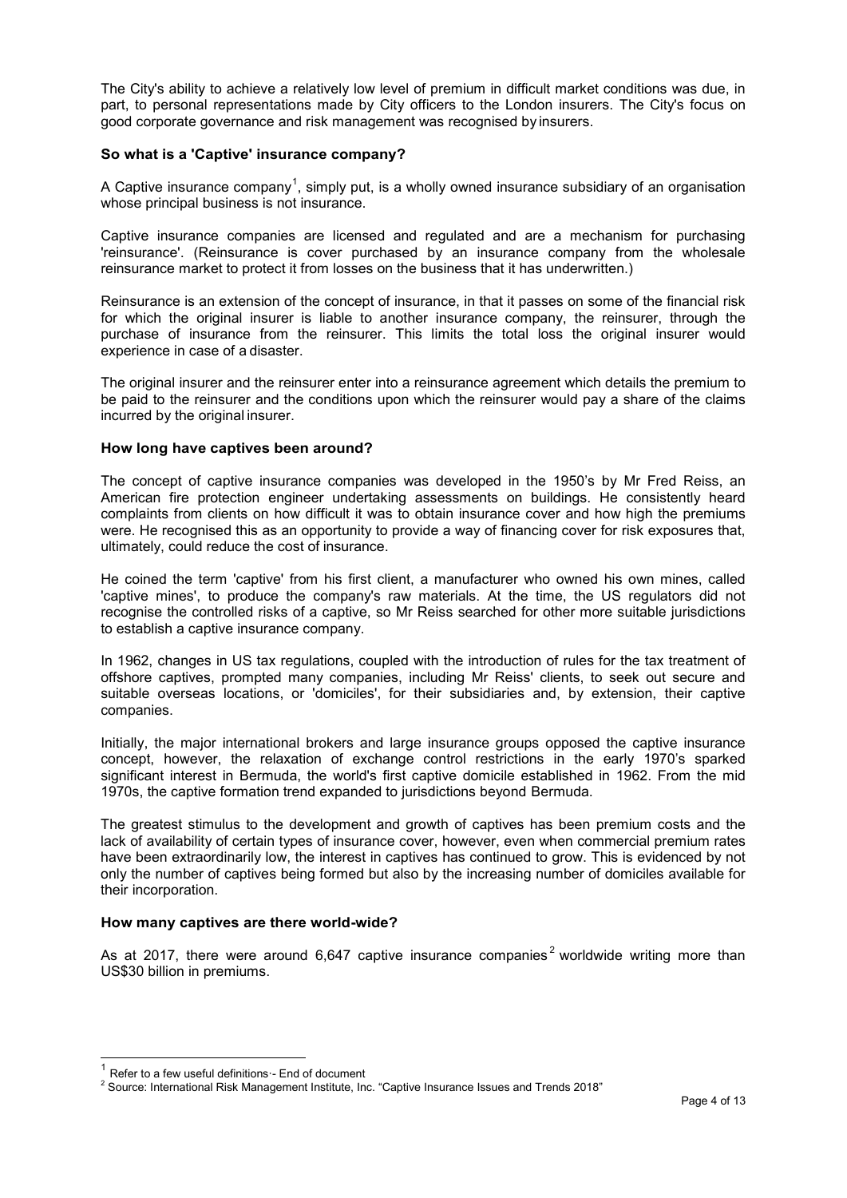The City's ability to achieve a relatively low level of premium in difficult market conditions was due, in part, to personal representations made by City officers to the London insurers. The City's focus on good corporate governance and risk management was recognised by insurers.

**So what is a 'Captive' insurance company?**

A Captive insurance company[1], simply put, is a wholly owned insurance subsidiary of an organisation whose principal business is not insurance.

Captive insurance companies are licensed and regulated and are a mechanism for purchasing 'reinsurance'. (Reinsurance is cover purchased by an insurance company from the wholesale reinsurance market to protect it from losses on the business that it has underwritten.)

Reinsurance is an extension of the concept of insurance, in that it passes on some of the financial risk for which the original insurer is liable to another insurance company, the reinsurer, through the purchase of insurance from the reinsurer. This limits the total loss the original insurer would experience in case of a disaster.

The original insurer and the reinsurer enter into a reinsurance agreement which details the premium to be paid to the reinsurer and the conditions upon which the reinsurer would pay a share of the claims incurred by the original insurer.

**How long have captives been around?**

The concept of captive insurance companies was developed in the 1950's by Mr Fred Reiss, an American fire protection engineer undertaking assessments on buildings. He consistently heard complaints from clients on how difficult it was to obtain insurance cover and how high the premiums were. He recognised this as an opportunity to provide a way of financing cover for risk exposures that, ultimately, could reduce the cost of insurance.

He coined the term 'captive' from his first client, a manufacturer who owned his own mines, called 'captive mines', to produce the company's raw materials. At the time, the US regulators did not recognise the controlled risks of a captive, so Mr Reiss searched for other more suitable jurisdictions to establish a captive insurance company.

In 1962, changes in US tax regulations, coupled with the introduction of rules for the tax treatment of offshore captives, prompted many companies, including Mr Reiss' clients, to seek out secure and suitable overseas locations, or 'domiciles', for their subsidiaries and, by extension, their captive companies.

Initially, the major international brokers and large insurance groups opposed the captive insurance concept, however, the relaxation of exchange control restrictions in the early 1970's sparked significant interest in Bermuda, the world's first captive domicile established in 1962. From the mid 1970s, the captive formation trend expanded to jurisdictions beyond Bermuda.

The greatest stimulus to the development and growth of captives has been premium costs and the lack of availability of certain types of insurance cover, however, even when commercial premium rates have been extraordinarily low, the interest in captives has continued to grow. This is evidenced by not only the number of captives being formed but also by the increasing number of domiciles available for their incorporation.

**How many captives are there world-wide?**

As at 2017, there were around 6,647 captive insurance companies[2] worldwide writing more than US$30 billion in premiums.

---

[1] Refer to a few useful definitions - End of document

[2] Source: International Risk Management Institute, Inc. "Captive Insurance Issues and Trends 2018"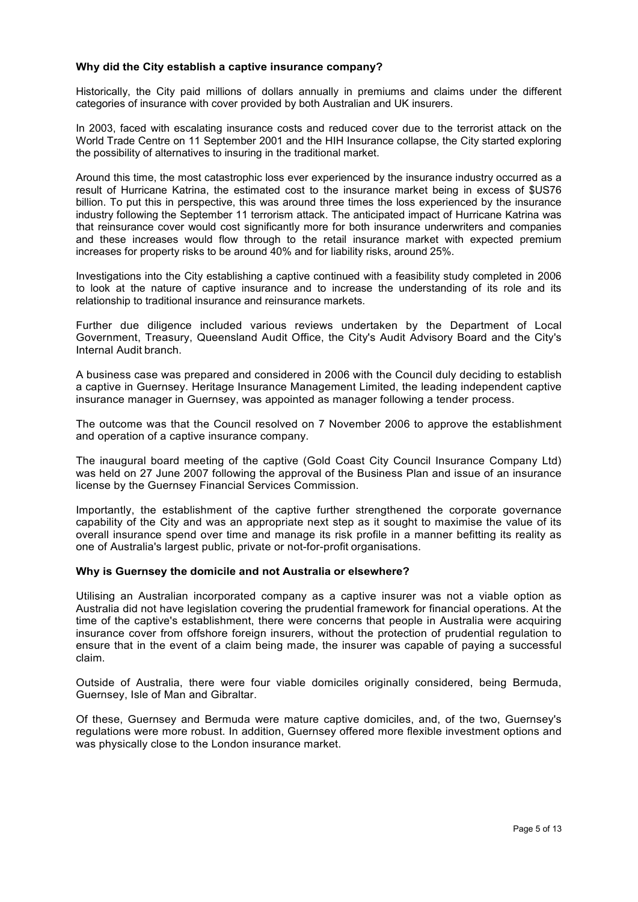**Why did the City establish a captive insurance company?**

Historically, the City paid millions of dollars annually in premiums and claims under the different categories of insurance with cover provided by both Australian and UK insurers.

In 2003, faced with escalating insurance costs and reduced cover due to the terrorist attack on the World Trade Centre on 11 September 2001 and the HIH Insurance collapse, the City started exploring the possibility of alternatives to insuring in the traditional market.

Around this time, the most catastrophic loss ever experienced by the insurance industry occurred as a result of Hurricane Katrina, the estimated cost to the insurance market being in excess of $US76 billion. To put this in perspective, this was around three times the loss experienced by the insurance industry following the September 11 terrorism attack. The anticipated impact of Hurricane Katrina was that reinsurance cover would cost significantly more for both insurance underwriters and companies and these increases would flow through to the retail insurance market with expected premium increases for property risks to be around 40% and for liability risks, around 25%.

Investigations into the City establishing a captive continued with a feasibility study completed in 2006 to look at the nature of captive insurance and to increase the understanding of its role and its relationship to traditional insurance and reinsurance markets.

Further due diligence included various reviews undertaken by the Department of Local Government, Treasury, Queensland Audit Office, the City's Audit Advisory Board and the City's Internal Audit branch.

A business case was prepared and considered in 2006 with the Council duly deciding to establish a captive in Guernsey. Heritage Insurance Management Limited, the leading independent captive insurance manager in Guernsey, was appointed as manager following a tender process.

The outcome was that the Council resolved on 7 November 2006 to approve the establishment and operation of a captive insurance company.

The inaugural board meeting of the captive (Gold Coast City Council Insurance Company Ltd) was held on 27 June 2007 following the approval of the Business Plan and issue of an insurance license by the Guernsey Financial Services Commission.

Importantly, the establishment of the captive further strengthened the corporate governance capability of the City and was an appropriate next step as it sought to maximise the value of its overall insurance spend over time and manage its risk profile in a manner befitting its reality as one of Australia's largest public, private or not-for-profit organisations.

**Why is Guernsey the domicile and not Australia or elsewhere?**

Utilising an Australian incorporated company as a captive insurer was not a viable option as Australia did not have legislation covering the prudential framework for financial operations. At the time of the captive's establishment, there were concerns that people in Australia were acquiring insurance cover from offshore foreign insurers, without the protection of prudential regulation to ensure that in the event of a claim being made, the insurer was capable of paying a successful claim.

Outside of Australia, there were four viable domiciles originally considered, being Bermuda, Guernsey, Isle of Man and Gibraltar.

Of these, Guernsey and Bermuda were mature captive domiciles, and, of the two, Guernsey's regulations were more robust. In addition, Guernsey offered more flexible investment options and was physically close to the London insurance market.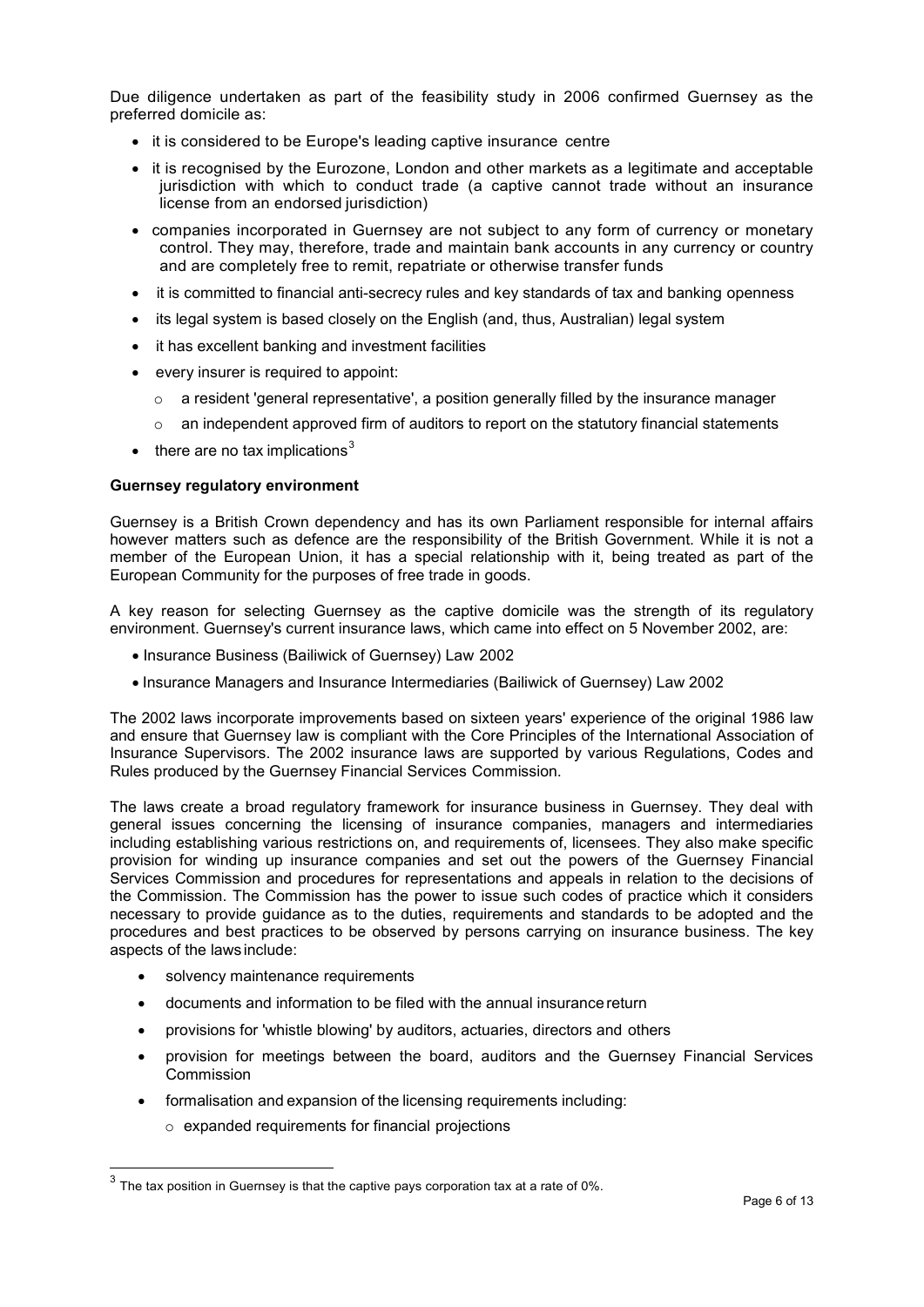Due diligence undertaken as part of the feasibility study in 2006 confirmed Guernsey as the preferred domicile as:

- it is considered to be Europe's leading captive insurance centre
- it is recognised by the Eurozone, London and other markets as a legitimate and acceptable jurisdiction with which to conduct trade (a captive cannot trade without an insurance license from an endorsed jurisdiction)
- companies incorporated in Guernsey are not subject to any form of currency or monetary control. They may, therefore, trade and maintain bank accounts in any currency or country and are completely free to remit, repatriate or otherwise transfer funds
- it is committed to financial anti-secrecy rules and key standards of tax and banking openness
- its legal system is based closely on the English (and, thus, Australian) legal system
- it has excellent banking and investment facilities
- every insurer is required to appoint:
  - a resident 'general representative', a position generally filled by the insurance manager
  - an independent approved firm of auditors to report on the statutory financial statements
- there are no tax implications[3]

**Guernsey regulatory environment**

Guernsey is a British Crown dependency and has its own Parliament responsible for internal affairs however matters such as defence are the responsibility of the British Government. While it is not a member of the European Union, it has a special relationship with it, being treated as part of the European Community for the purposes of free trade in goods.

A key reason for selecting Guernsey as the captive domicile was the strength of its regulatory environment. Guernsey's current insurance laws, which came into effect on 5 November 2002, are:

- Insurance Business (Bailiwick of Guernsey) Law 2002
- Insurance Managers and Insurance Intermediaries (Bailiwick of Guernsey) Law 2002

The 2002 laws incorporate improvements based on sixteen years' experience of the original 1986 law and ensure that Guernsey law is compliant with the Core Principles of the International Association of Insurance Supervisors. The 2002 insurance laws are supported by various Regulations, Codes and Rules produced by the Guernsey Financial Services Commission.

The laws create a broad regulatory framework for insurance business in Guernsey. They deal with general issues concerning the licensing of insurance companies, managers and intermediaries including establishing various restrictions on, and requirements of, licensees. They also make specific provision for winding up insurance companies and set out the powers of the Guernsey Financial Services Commission and procedures for representations and appeals in relation to the decisions of the Commission. The Commission has the power to issue such codes of practice which it considers necessary to provide guidance as to the duties, requirements and standards to be adopted and the procedures and best practices to be observed by persons carrying on insurance business. The key aspects of the laws include:

- solvency maintenance requirements
- documents and information to be filed with the annual insurance return
- provisions for 'whistle blowing' by auditors, actuaries, directors and others
- provision for meetings between the board, auditors and the Guernsey Financial Services Commission
- formalisation and expansion of the licensing requirements including:
  - expanded requirements for financial projections

[3] The tax position in Guernsey is that the captive pays corporation tax at a rate of 0%.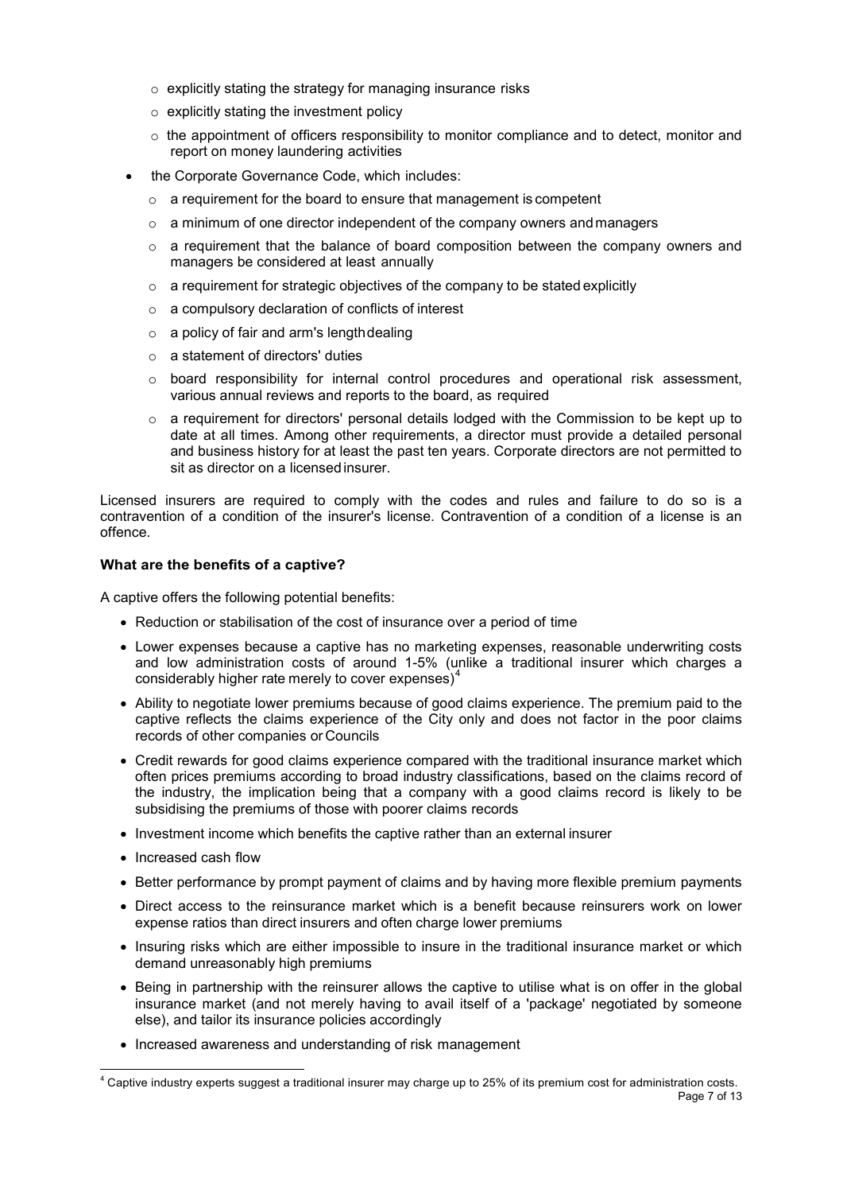- explicitly stating the strategy for managing insurance risks
  - explicitly stating the investment policy
  - the appointment of officers responsibility to monitor compliance and to detect, monitor and report on money laundering activities
- the Corporate Governance Code, which includes:
  - a requirement for the board to ensure that management is competent
  - a minimum of one director independent of the company owners and managers
  - a requirement that the balance of board composition between the company owners and managers be considered at least annually
  - a requirement for strategic objectives of the company to be stated explicitly
  - a compulsory declaration of conflicts of interest
  - a policy of fair and arm's length dealing
  - a statement of directors' duties
  - board responsibility for internal control procedures and operational risk assessment, various annual reviews and reports to the board, as required
  - a requirement for directors' personal details lodged with the Commission to be kept up to date at all times. Among other requirements, a director must provide a detailed personal and business history for at least the past ten years. Corporate directors are not permitted to sit as director on a licensed insurer.

Licensed insurers are required to comply with the codes and rules and failure to do so is a contravention of a condition of the insurer's license. Contravention of a condition of a license is an offence.

### What are the benefits of a captive?

A captive offers the following potential benefits:

- Reduction or stabilisation of the cost of insurance over a period of time
- Lower expenses because a captive has no marketing expenses, reasonable underwriting costs and low administration costs of around 1-5% (unlike a traditional insurer which charges a considerably higher rate merely to cover expenses)[4]
- Ability to negotiate lower premiums because of good claims experience. The premium paid to the captive reflects the claims experience of the City only and does not factor in the poor claims records of other companies or Councils
- Credit rewards for good claims experience compared with the traditional insurance market which often prices premiums according to broad industry classifications, based on the claims record of the industry, the implication being that a company with a good claims record is likely to be subsidising the premiums of those with poorer claims records
- Investment income which benefits the captive rather than an external insurer
- Increased cash flow
- Better performance by prompt payment of claims and by having more flexible premium payments
- Direct access to the reinsurance market which is a benefit because reinsurers work on lower expense ratios than direct insurers and often charge lower premiums
- Insuring risks which are either impossible to insure in the traditional insurance market or which demand unreasonably high premiums
- Being in partnership with the reinsurer allows the captive to utilise what is on offer in the global insurance market (and not merely having to avail itself of a 'package' negotiated by someone else), and tailor its insurance policies accordingly
- Increased awareness and understanding of risk management

[4] Captive industry experts suggest a traditional insurer may charge up to 25% of its premium cost for administration costs.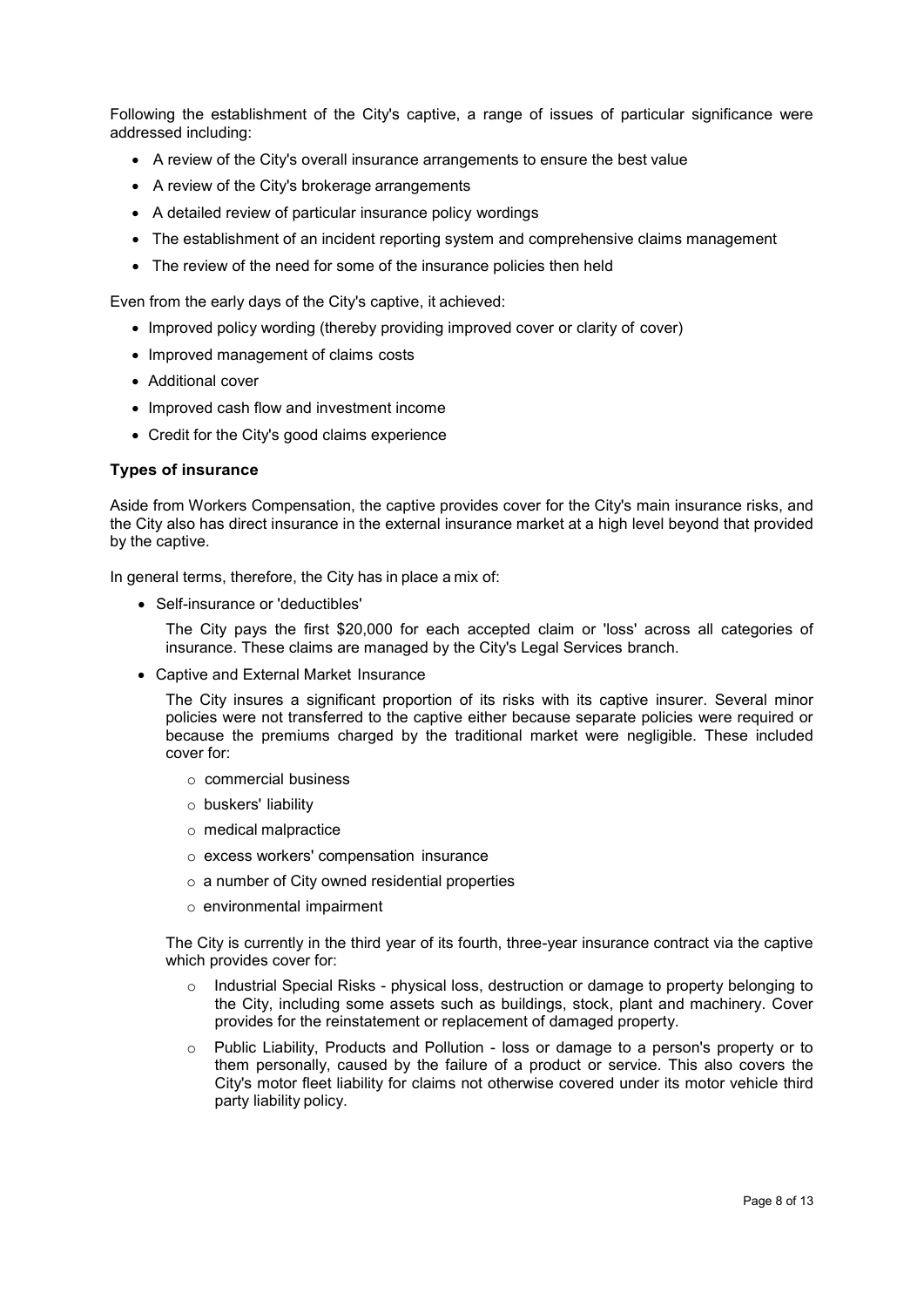Following the establishment of the City's captive, a range of issues of particular significance were addressed including:

- A review of the City's overall insurance arrangements to ensure the best value
- A review of the City's brokerage arrangements
- A detailed review of particular insurance policy wordings
- The establishment of an incident reporting system and comprehensive claims management
- The review of the need for some of the insurance policies then held

Even from the early days of the City's captive, it achieved:

- Improved policy wording (thereby providing improved cover or clarity of cover)
- Improved management of claims costs
- Additional cover
- Improved cash flow and investment income
- Credit for the City's good claims experience

### Types of insurance

Aside from Workers Compensation, the captive provides cover for the City's main insurance risks, and the City also has direct insurance in the external insurance market at a high level beyond that provided by the captive.

In general terms, therefore, the City has in place a mix of:

- Self-insurance or 'deductibles'

  The City pays the first $20,000 for each accepted claim or 'loss' across all categories of insurance. These claims are managed by the City's Legal Services branch.

- Captive and External Market Insurance

  The City insures a significant proportion of its risks with its captive insurer. Several minor policies were not transferred to the captive either because separate policies were required or because the premiums charged by the traditional market were negligible. These included cover for:

  - commercial business
  - buskers' liability
  - medical malpractice
  - excess workers' compensation insurance
  - a number of City owned residential properties
  - environmental impairment

  The City is currently in the third year of its fourth, three-year insurance contract via the captive which provides cover for:

  - Industrial Special Risks - physical loss, destruction or damage to property belonging to the City, including some assets such as buildings, stock, plant and machinery. Cover provides for the reinstatement or replacement of damaged property.
  - Public Liability, Products and Pollution - loss or damage to a person's property or to them personally, caused by the failure of a product or service. This also covers the City's motor fleet liability for claims not otherwise covered under its motor vehicle third party liability policy.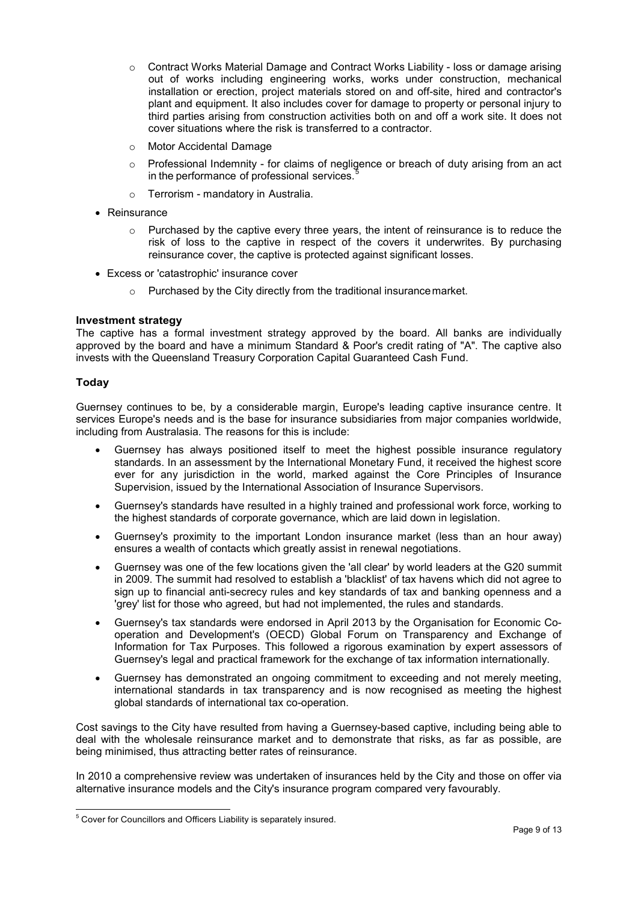- Contract Works Material Damage and Contract Works Liability - loss or damage arising out of works including engineering works, works under construction, mechanical installation or erection, project materials stored on and off-site, hired and contractor's plant and equipment. It also includes cover for damage to property or personal injury to third parties arising from construction activities both on and off a work site. It does not cover situations where the risk is transferred to a contractor.
  - Motor Accidental Damage
  - Professional Indemnity - for claims of negligence or breach of duty arising from an act in the performance of professional services.[5]
  - Terrorism - mandatory in Australia.
- Reinsurance
  - Purchased by the captive every three years, the intent of reinsurance is to reduce the risk of loss to the captive in respect of the covers it underwrites. By purchasing reinsurance cover, the captive is protected against significant losses.
- Excess or 'catastrophic' insurance cover
  - Purchased by the City directly from the traditional insurance market.

**Investment strategy**

The captive has a formal investment strategy approved by the board. All banks are individually approved by the board and have a minimum Standard & Poor's credit rating of "A". The captive also invests with the Queensland Treasury Corporation Capital Guaranteed Cash Fund.

## Today

Guernsey continues to be, by a considerable margin, Europe's leading captive insurance centre. It services Europe's needs and is the base for insurance subsidiaries from major companies worldwide, including from Australasia. The reasons for this is include:

- Guernsey has always positioned itself to meet the highest possible insurance regulatory standards. In an assessment by the International Monetary Fund, it received the highest score ever for any jurisdiction in the world, marked against the Core Principles of Insurance Supervision, issued by the International Association of Insurance Supervisors.
- Guernsey's standards have resulted in a highly trained and professional work force, working to the highest standards of corporate governance, which are laid down in legislation.
- Guernsey's proximity to the important London insurance market (less than an hour away) ensures a wealth of contacts which greatly assist in renewal negotiations.
- Guernsey was one of the few locations given the 'all clear' by world leaders at the G20 summit in 2009. The summit had resolved to establish a 'blacklist' of tax havens which did not agree to sign up to financial anti-secrecy rules and key standards of tax and banking openness and a 'grey' list for those who agreed, but had not implemented, the rules and standards.
- Guernsey's tax standards were endorsed in April 2013 by the Organisation for Economic Co-operation and Development's (OECD) Global Forum on Transparency and Exchange of Information for Tax Purposes. This followed a rigorous examination by expert assessors of Guernsey's legal and practical framework for the exchange of tax information internationally.
- Guernsey has demonstrated an ongoing commitment to exceeding and not merely meeting, international standards in tax transparency and is now recognised as meeting the highest global standards of international tax co-operation.

Cost savings to the City have resulted from having a Guernsey-based captive, including being able to deal with the wholesale reinsurance market and to demonstrate that risks, as far as possible, are being minimised, thus attracting better rates of reinsurance.

In 2010 a comprehensive review was undertaken of insurances held by the City and those on offer via alternative insurance models and the City's insurance program compared very favourably.

[5] Cover for Councillors and Officers Liability is separately insured.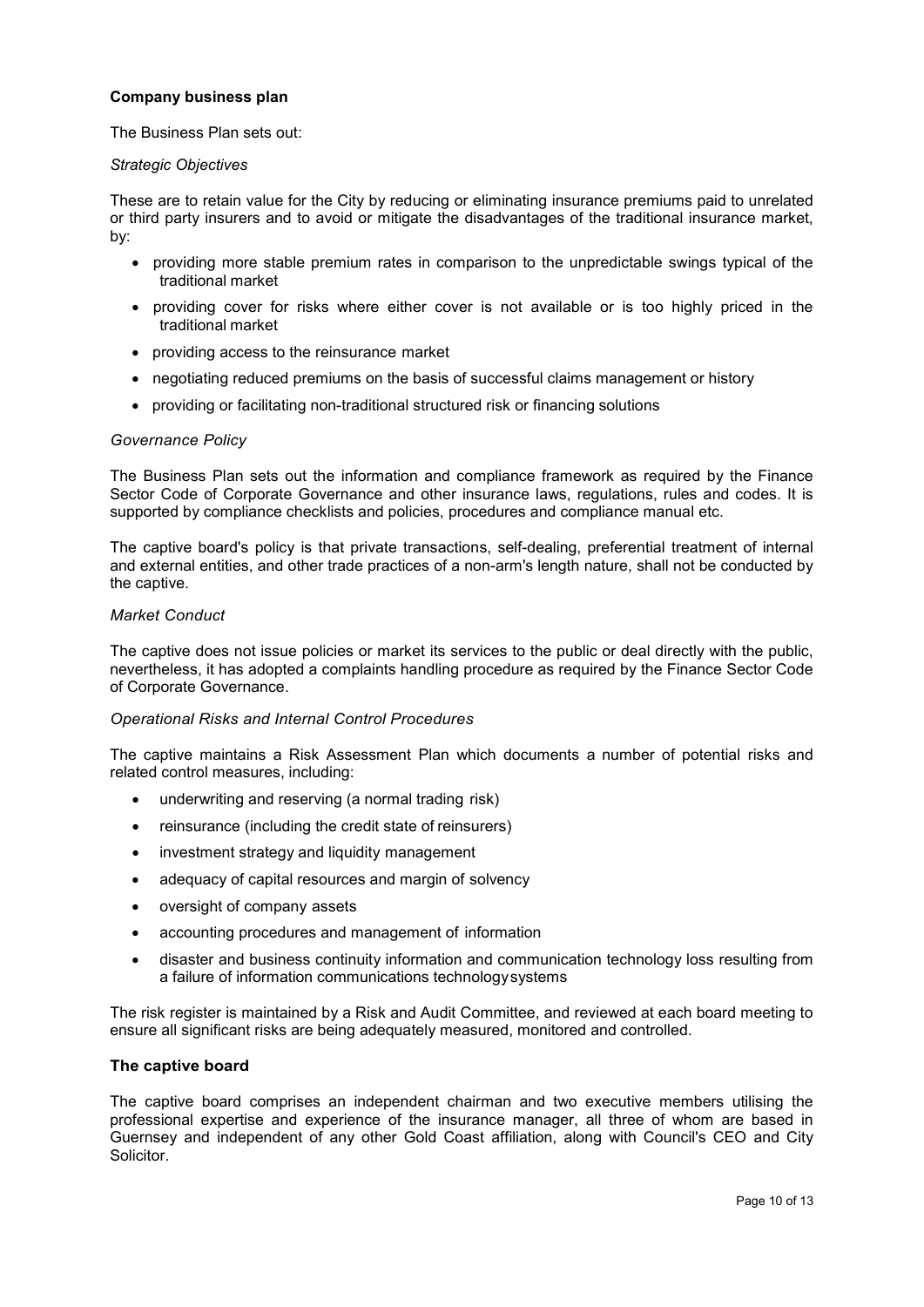**Company business plan**

The Business Plan sets out:

*Strategic Objectives*

These are to retain value for the City by reducing or eliminating insurance premiums paid to unrelated or third party insurers and to avoid or mitigate the disadvantages of the traditional insurance market, by:

- providing more stable premium rates in comparison to the unpredictable swings typical of the traditional market
- providing cover for risks where either cover is not available or is too highly priced in the traditional market
- providing access to the reinsurance market
- negotiating reduced premiums on the basis of successful claims management or history
- providing or facilitating non-traditional structured risk or financing solutions

*Governance Policy*

The Business Plan sets out the information and compliance framework as required by the Finance Sector Code of Corporate Governance and other insurance laws, regulations, rules and codes. It is supported by compliance checklists and policies, procedures and compliance manual etc.

The captive board's policy is that private transactions, self-dealing, preferential treatment of internal and external entities, and other trade practices of a non-arm's length nature, shall not be conducted by the captive.

*Market Conduct*

The captive does not issue policies or market its services to the public or deal directly with the public, nevertheless, it has adopted a complaints handling procedure as required by the Finance Sector Code of Corporate Governance.

*Operational Risks and Internal Control Procedures*

The captive maintains a Risk Assessment Plan which documents a number of potential risks and related control measures, including:

- underwriting and reserving (a normal trading risk)
- reinsurance (including the credit state of reinsurers)
- investment strategy and liquidity management
- adequacy of capital resources and margin of solvency
- oversight of company assets
- accounting procedures and management of information
- disaster and business continuity information and communication technology loss resulting from a failure of information communications technology systems

The risk register is maintained by a Risk and Audit Committee, and reviewed at each board meeting to ensure all significant risks are being adequately measured, monitored and controlled.

**The captive board**

The captive board comprises an independent chairman and two executive members utilising the professional expertise and experience of the insurance manager, all three of whom are based in Guernsey and independent of any other Gold Coast affiliation, along with Council's CEO and City Solicitor.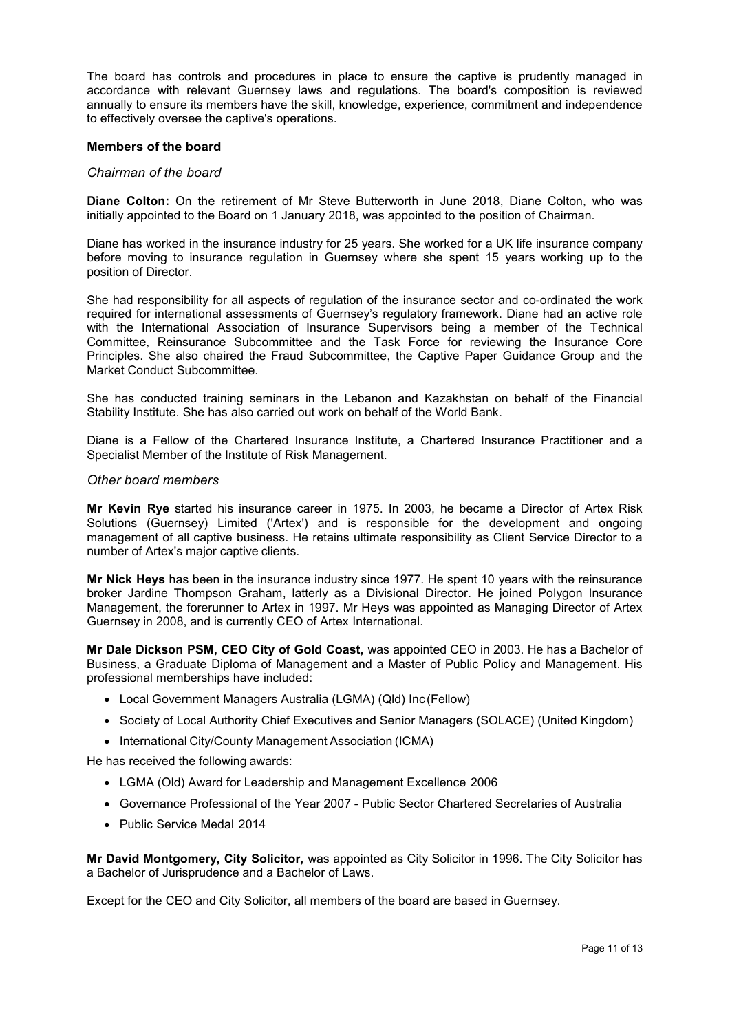The board has controls and procedures in place to ensure the captive is prudently managed in accordance with relevant Guernsey laws and regulations. The board's composition is reviewed annually to ensure its members have the skill, knowledge, experience, commitment and independence to effectively oversee the captive's operations.

#### Members of the board

*Chairman of the board*

**Diane Colton:** On the retirement of Mr Steve Butterworth in June 2018, Diane Colton, who was initially appointed to the Board on 1 January 2018, was appointed to the position of Chairman.

Diane has worked in the insurance industry for 25 years. She worked for a UK life insurance company before moving to insurance regulation in Guernsey where she spent 15 years working up to the position of Director.

She had responsibility for all aspects of regulation of the insurance sector and co-ordinated the work required for international assessments of Guernsey's regulatory framework. Diane had an active role with the International Association of Insurance Supervisors being a member of the Technical Committee, Reinsurance Subcommittee and the Task Force for reviewing the Insurance Core Principles. She also chaired the Fraud Subcommittee, the Captive Paper Guidance Group and the Market Conduct Subcommittee.

She has conducted training seminars in the Lebanon and Kazakhstan on behalf of the Financial Stability Institute. She has also carried out work on behalf of the World Bank.

Diane is a Fellow of the Chartered Insurance Institute, a Chartered Insurance Practitioner and a Specialist Member of the Institute of Risk Management.

*Other board members*

**Mr Kevin Rye** started his insurance career in 1975. In 2003, he became a Director of Artex Risk Solutions (Guernsey) Limited ('Artex') and is responsible for the development and ongoing management of all captive business. He retains ultimate responsibility as Client Service Director to a number of Artex's major captive clients.

**Mr Nick Heys** has been in the insurance industry since 1977. He spent 10 years with the reinsurance broker Jardine Thompson Graham, latterly as a Divisional Director. He joined Polygon Insurance Management, the forerunner to Artex in 1997. Mr Heys was appointed as Managing Director of Artex Guernsey in 2008, and is currently CEO of Artex International.

**Mr Dale Dickson PSM, CEO City of Gold Coast,** was appointed CEO in 2003. He has a Bachelor of Business, a Graduate Diploma of Management and a Master of Public Policy and Management. His professional memberships have included:

- Local Government Managers Australia (LGMA) (Qld) Inc (Fellow)
- Society of Local Authority Chief Executives and Senior Managers (SOLACE) (United Kingdom)
- International City/County Management Association (ICMA)

He has received the following awards:

- LGMA (Old) Award for Leadership and Management Excellence 2006
- Governance Professional of the Year 2007 - Public Sector Chartered Secretaries of Australia
- Public Service Medal 2014

**Mr David Montgomery, City Solicitor,** was appointed as City Solicitor in 1996. The City Solicitor has a Bachelor of Jurisprudence and a Bachelor of Laws.

Except for the CEO and City Solicitor, all members of the board are based in Guernsey.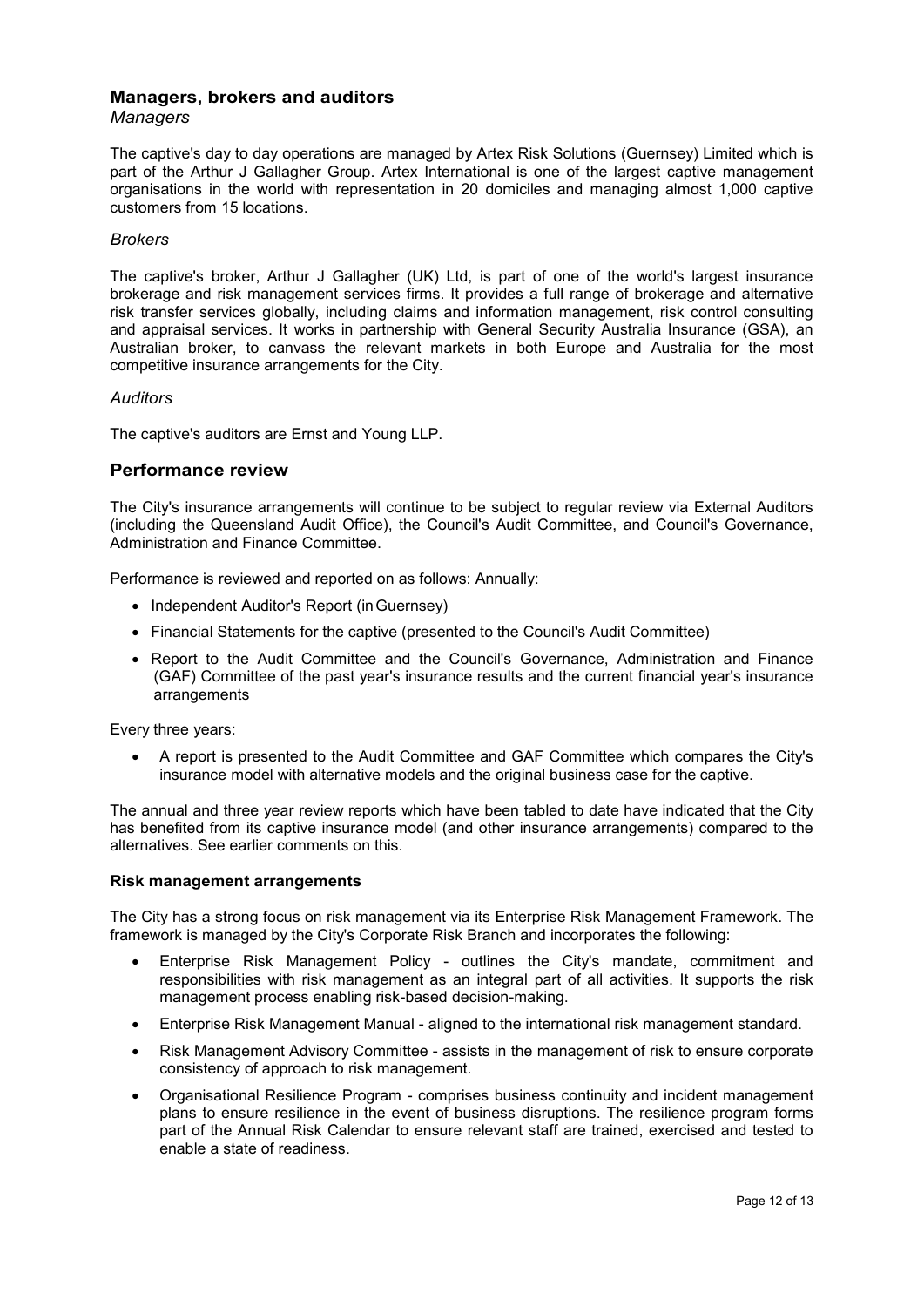## Managers, brokers and auditors

*Managers*

The captive's day to day operations are managed by Artex Risk Solutions (Guernsey) Limited which is part of the Arthur J Gallagher Group. Artex International is one of the largest captive management organisations in the world with representation in 20 domiciles and managing almost 1,000 captive customers from 15 locations.

*Brokers*

The captive's broker, Arthur J Gallagher (UK) Ltd, is part of one of the world's largest insurance brokerage and risk management services firms. It provides a full range of brokerage and alternative risk transfer services globally, including claims and information management, risk control consulting and appraisal services. It works in partnership with General Security Australia Insurance (GSA), an Australian broker, to canvass the relevant markets in both Europe and Australia for the most competitive insurance arrangements for the City.

*Auditors*

The captive's auditors are Ernst and Young LLP.

## Performance review

The City's insurance arrangements will continue to be subject to regular review via External Auditors (including the Queensland Audit Office), the Council's Audit Committee, and Council's Governance, Administration and Finance Committee.

Performance is reviewed and reported on as follows: Annually:

- Independent Auditor's Report (in Guernsey)
- Financial Statements for the captive (presented to the Council's Audit Committee)
- Report to the Audit Committee and the Council's Governance, Administration and Finance (GAF) Committee of the past year's insurance results and the current financial year's insurance arrangements

Every three years:

- A report is presented to the Audit Committee and GAF Committee which compares the City's insurance model with alternative models and the original business case for the captive.

The annual and three year review reports which have been tabled to date have indicated that the City has benefited from its captive insurance model (and other insurance arrangements) compared to the alternatives. See earlier comments on this.

**Risk management arrangements**

The City has a strong focus on risk management via its Enterprise Risk Management Framework. The framework is managed by the City's Corporate Risk Branch and incorporates the following:

- Enterprise Risk Management Policy - outlines the City's mandate, commitment and responsibilities with risk management as an integral part of all activities. It supports the risk management process enabling risk-based decision-making.
- Enterprise Risk Management Manual - aligned to the international risk management standard.
- Risk Management Advisory Committee - assists in the management of risk to ensure corporate consistency of approach to risk management.
- Organisational Resilience Program - comprises business continuity and incident management plans to ensure resilience in the event of business disruptions. The resilience program forms part of the Annual Risk Calendar to ensure relevant staff are trained, exercised and tested to enable a state of readiness.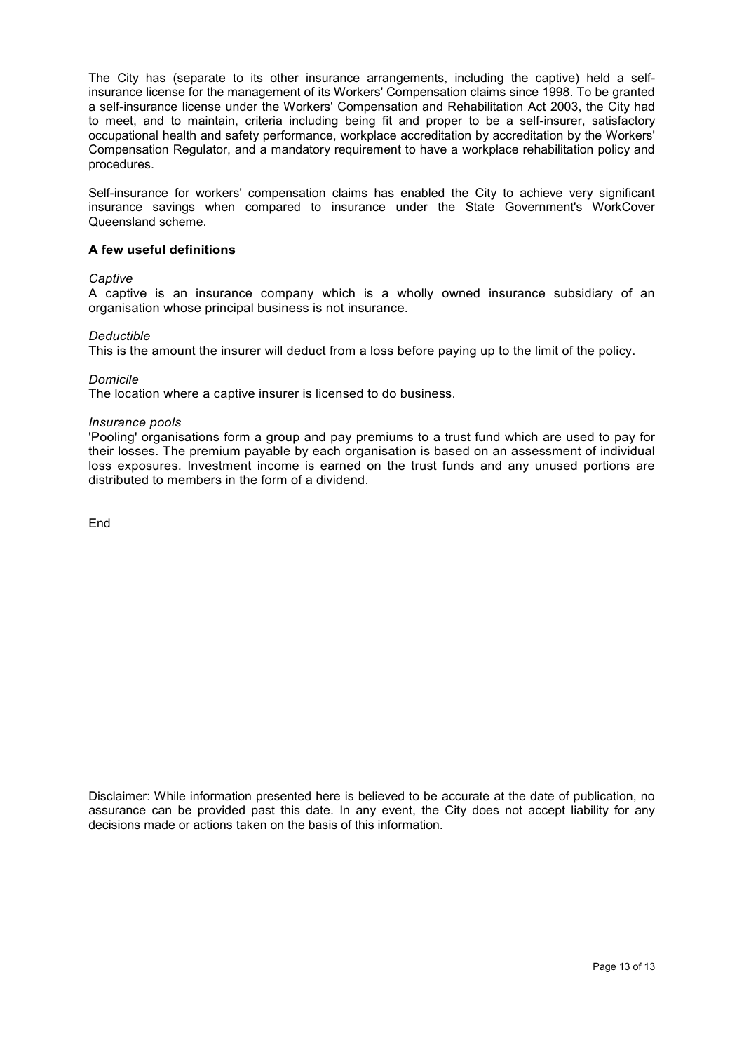The City has (separate to its other insurance arrangements, including the captive) held a self-insurance license for the management of its Workers' Compensation claims since 1998. To be granted a self-insurance license under the Workers' Compensation and Rehabilitation Act 2003, the City had to meet, and to maintain, criteria including being fit and proper to be a self-insurer, satisfactory occupational health and safety performance, workplace accreditation by accreditation by the Workers' Compensation Regulator, and a mandatory requirement to have a workplace rehabilitation policy and procedures.

Self-insurance for workers' compensation claims has enabled the City to achieve very significant insurance savings when compared to insurance under the State Government's WorkCover Queensland scheme.

**A few useful definitions**

*Captive*
A captive is an insurance company which is a wholly owned insurance subsidiary of an organisation whose principal business is not insurance.

*Deductible*
This is the amount the insurer will deduct from a loss before paying up to the limit of the policy.

*Domicile*
The location where a captive insurer is licensed to do business.

*Insurance pools*
'Pooling' organisations form a group and pay premiums to a trust fund which are used to pay for their losses. The premium payable by each organisation is based on an assessment of individual loss exposures. Investment income is earned on the trust funds and any unused portions are distributed to members in the form of a dividend.

End

Disclaimer: While information presented here is believed to be accurate at the date of publication, no assurance can be provided past this date. In any event, the City does not accept liability for any decisions made or actions taken on the basis of this information.